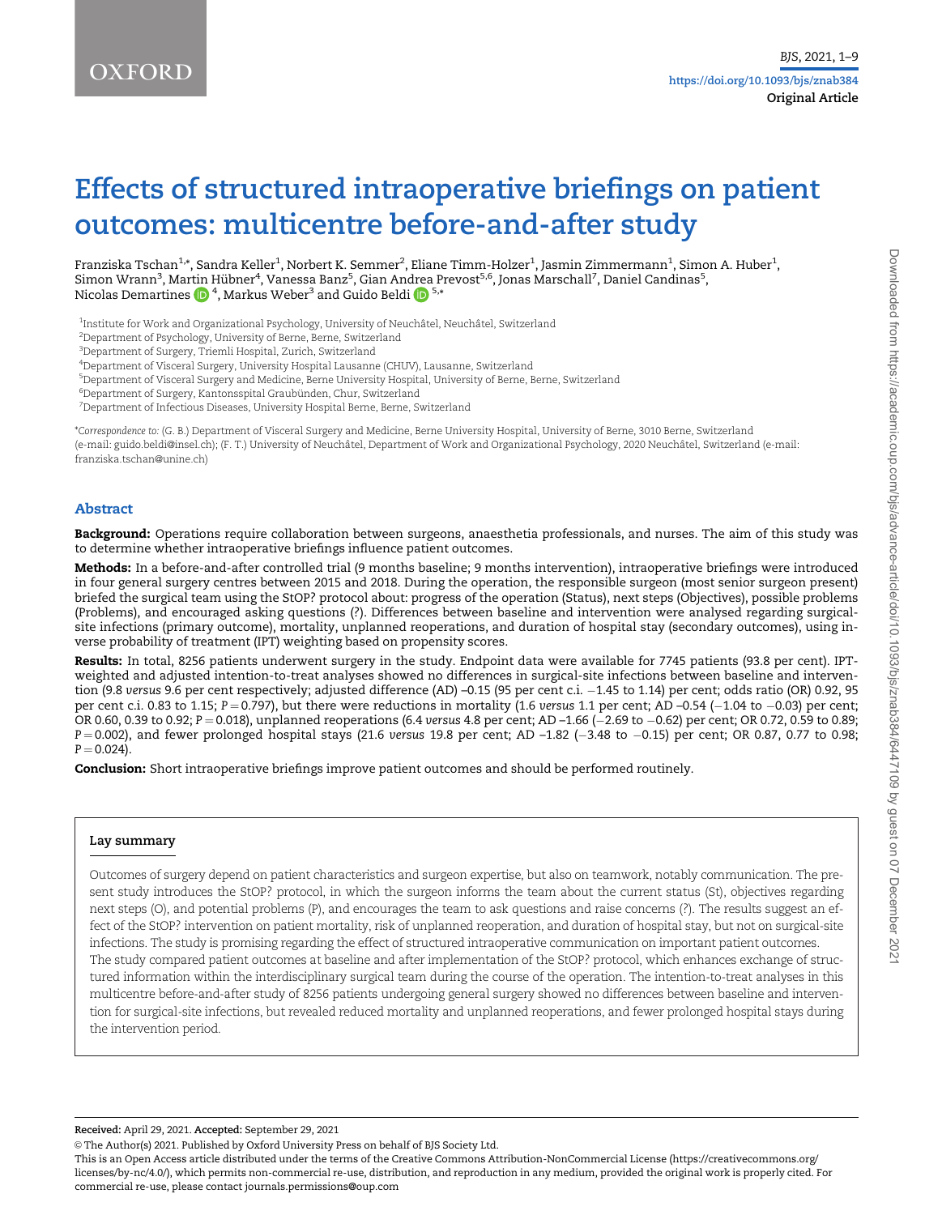Original Article

# Effects of structured intraoperative briefings on patient outcomes: multicentre before-and-after study

Franziska Tschan[1,*], Sandra Keller[1], Norbert K. Semmer[2], Eliane Timm-Holzer[1], Jasmin Zimmermann[1], Simon A. Huber[1], Simon Wrann[3], Martin Hübner[4], Vanessa Banz[5], Gian Andrea Prevost[5,6], Jonas Marschall[7], Daniel Candinas[5], Nicolas Demartines[4], Markus Weber[3] and Guido Beldi[5,*]

[1]Institute for Work and Organizational Psychology, University of Neuchâtel, Neuchâtel, Switzerland
[2]Department of Psychology, University of Berne, Berne, Switzerland
[3]Department of Surgery, Triemli Hospital, Zurich, Switzerland
[4]Department of Visceral Surgery, University Hospital Lausanne (CHUV), Lausanne, Switzerland
[5]Department of Visceral Surgery and Medicine, Berne University Hospital, University of Berne, Berne, Switzerland
[6]Department of Surgery, Kantonsspital Graubünden, Chur, Switzerland
[7]Department of Infectious Diseases, University Hospital Berne, Berne, Switzerland

*Correspondence to: (G. B.) Department of Visceral Surgery and Medicine, Berne University Hospital, University of Berne, 3010 Berne, Switzerland (e-mail: guido.beldi@insel.ch); (F. T.) University of Neuchâtel, Department of Work and Organizational Psychology, 2020 Neuchâtel, Switzerland (e-mail: franziska.tschan@unine.ch)

## Abstract

**Background:** Operations require collaboration between surgeons, anaesthetia professionals, and nurses. The aim of this study was to determine whether intraoperative briefings influence patient outcomes.

**Methods:** In a before-and-after controlled trial (9 months baseline; 9 months intervention), intraoperative briefings were introduced in four general surgery centres between 2015 and 2018. During the operation, the responsible surgeon (most senior surgeon present) briefed the surgical team using the StOP? protocol about: progress of the operation (Status), next steps (Objectives), possible problems (Problems), and encouraged asking questions (?). Differences between baseline and intervention were analysed regarding surgical-site infections (primary outcome), mortality, unplanned reoperations, and duration of hospital stay (secondary outcomes), using inverse probability of treatment (IPT) weighting based on propensity scores.

**Results:** In total, 8256 patients underwent surgery in the study. Endpoint data were available for 7745 patients (93.8 per cent). IPT-weighted and adjusted intention-to-treat analyses showed no differences in surgical-site infections between baseline and intervention (9.8 *versus* 9.6 per cent respectively; adjusted difference (AD) –0.15 (95 per cent c.i. −1.45 to 1.14) per cent; odds ratio (OR) 0.92, 95 per cent c.i. 0.83 to 1.15; $P = 0.797$), but there were reductions in mortality (1.6 *versus* 1.1 per cent; AD –0.54 (−1.04 to −0.03) per cent; OR 0.60, 0.39 to 0.92; $P = 0.018$), unplanned reoperations (6.4 *versus* 4.8 per cent; AD –1.66 (−2.69 to −0.62) per cent; OR 0.72, 0.59 to 0.89; $P = 0.002$), and fewer prolonged hospital stays (21.6 *versus* 19.8 per cent; AD –1.82 (−3.48 to −0.15) per cent; OR 0.87, 0.77 to 0.98; $P = 0.024$).

**Conclusion:** Short intraoperative briefings improve patient outcomes and should be performed routinely.

### Lay summary

Outcomes of surgery depend on patient characteristics and surgeon expertise, but also on teamwork, notably communication. The present study introduces the StOP? protocol, in which the surgeon informs the team about the current status (St), objectives regarding next steps (O), and potential problems (P), and encourages the team to ask questions and raise concerns (?). The results suggest an effect of the StOP? intervention on patient mortality, risk of unplanned reoperation, and duration of hospital stay, but not on surgical-site infections. The study is promising regarding the effect of structured intraoperative communication on important patient outcomes.
The study compared patient outcomes at baseline and after implementation of the StOP? protocol, which enhances exchange of structured information within the interdisciplinary surgical team during the course of the operation. The intention-to-treat analyses in this multicentre before-and-after study of 8256 patients undergoing general surgery showed no differences between baseline and intervention for surgical-site infections, but revealed reduced mortality and unplanned reoperations, and fewer prolonged hospital stays during the intervention period.

**Received:** April 29, 2021. **Accepted:** September 29, 2021

© The Author(s) 2021. Published by Oxford University Press on behalf of BJS Society Ltd.
This is an Open Access article distributed under the terms of the Creative Commons Attribution-NonCommercial License (https://creativecommons.org/licenses/by-nc/4.0/), which permits non-commercial re-use, distribution, and reproduction in any medium, provided the original work is properly cited. For commercial re-use, please contact journals.permissions@oup.com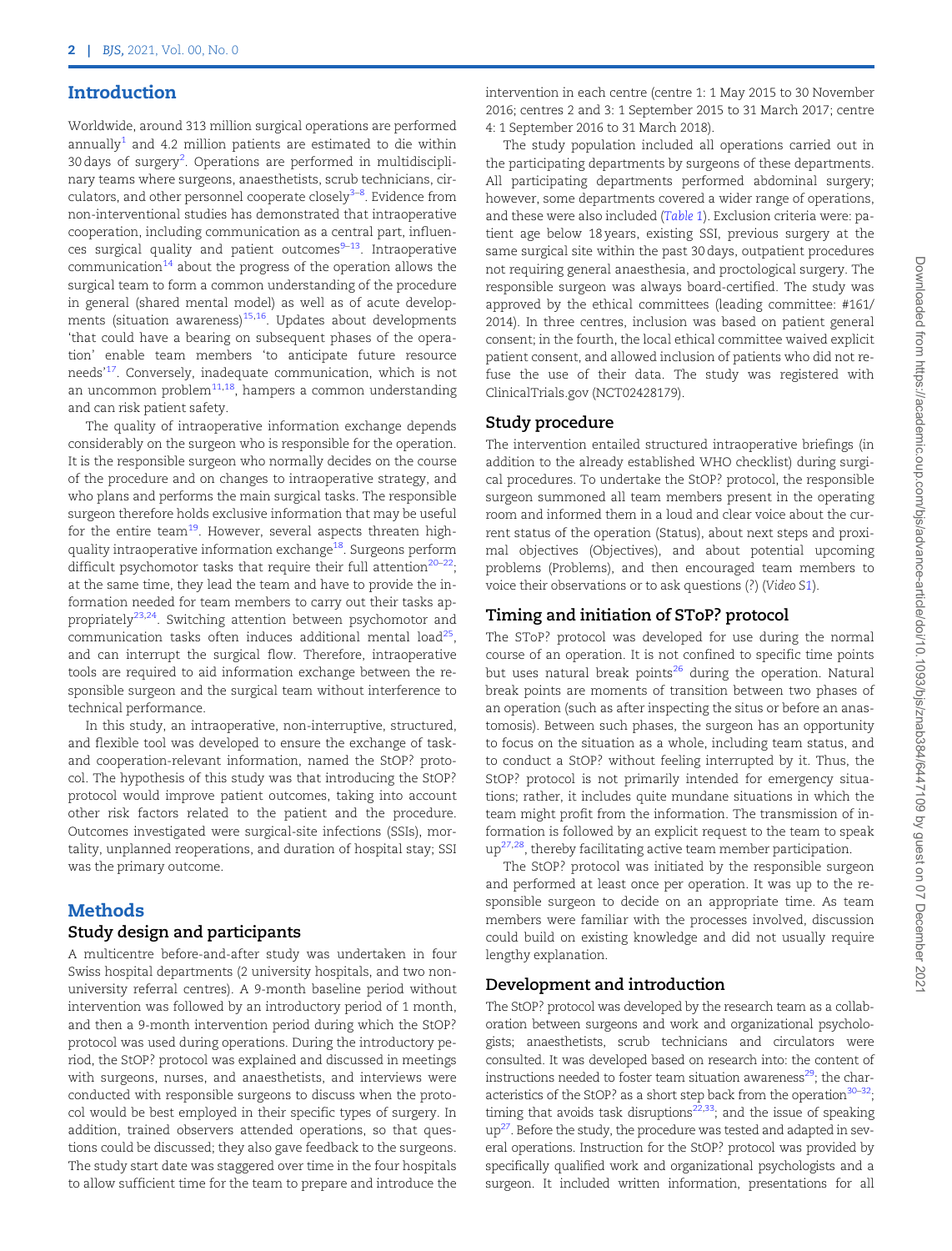## Introduction

Worldwide, around 313 million surgical operations are performed annually[1] and 4.2 million patients are estimated to die within 30 days of surgery[2]. Operations are performed in multidisciplinary teams where surgeons, anaesthetists, scrub technicians, circulators, and other personnel cooperate closely[3–8]. Evidence from non-interventional studies has demonstrated that intraoperative cooperation, including communication as a central part, influences surgical quality and patient outcomes[9–13]. Intraoperative communication[14] about the progress of the operation allows the surgical team to form a common understanding of the procedure in general (shared mental model) as well as of acute developments (situation awareness)[15,16]. Updates about developments 'that could have a bearing on subsequent phases of the operation' enable team members 'to anticipate future resource needs'[17]. Conversely, inadequate communication, which is not an uncommon problem[11,18], hampers a common understanding and can risk patient safety.

The quality of intraoperative information exchange depends considerably on the surgeon who is responsible for the operation. It is the responsible surgeon who normally decides on the course of the procedure and on changes to intraoperative strategy, and who plans and performs the main surgical tasks. The responsible surgeon therefore holds exclusive information that may be useful for the entire team[19]. However, several aspects threaten high-quality intraoperative information exchange[18]. Surgeons perform difficult psychomotor tasks that require their full attention[20–22]; at the same time, they lead the team and have to provide the information needed for team members to carry out their tasks appropriately[23,24]. Switching attention between psychomotor and communication tasks often induces additional mental load[25], and can interrupt the surgical flow. Therefore, intraoperative tools are required to aid information exchange between the responsible surgeon and the surgical team without interference to technical performance.

In this study, an intraoperative, non-interruptive, structured, and flexible tool was developed to ensure the exchange of task- and cooperation-relevant information, named the StOP? protocol. The hypothesis of this study was that introducing the StOP? protocol would improve patient outcomes, taking into account other risk factors related to the patient and the procedure. Outcomes investigated were surgical-site infections (SSIs), mortality, unplanned reoperations, and duration of hospital stay; SSI was the primary outcome.

## Methods

### Study design and participants

A multicentre before-and-after study was undertaken in four Swiss hospital departments (2 university hospitals, and two non-university referral centres). A 9-month baseline period without intervention was followed by an introductory period of 1 month, and then a 9-month intervention period during which the StOP? protocol was used during operations. During the introductory period, the StOP? protocol was explained and discussed in meetings with surgeons, nurses, and anaesthetists, and interviews were conducted with responsible surgeons to discuss when the protocol would be best employed in their specific types of surgery. In addition, trained observers attended operations, so that questions could be discussed; they also gave feedback to the surgeons. The study start date was staggered over time in the four hospitals to allow sufficient time for the team to prepare and introduce the intervention in each centre (centre 1: 1 May 2015 to 30 November 2016; centres 2 and 3: 1 September 2015 to 31 March 2017; centre 4: 1 September 2016 to 31 March 2018).

The study population included all operations carried out in the participating departments by surgeons of these departments. All participating departments performed abdominal surgery; however, some departments covered a wider range of operations, and these were also included (*Table 1*). Exclusion criteria were: patient age below 18 years, existing SSI, previous surgery at the same surgical site within the past 30 days, outpatient procedures not requiring general anaesthesia, and proctological surgery. The responsible surgeon was always board-certified. The study was approved by the ethical committees (leading committee: #161/2014). In three centres, inclusion was based on patient general consent; in the fourth, the local ethical committee waived explicit patient consent, and allowed inclusion of patients who did not refuse the use of their data. The study was registered with ClinicalTrials.gov (NCT02428179).

### Study procedure

The intervention entailed structured intraoperative briefings (in addition to the already established WHO checklist) during surgical procedures. To undertake the StOP? protocol, the responsible surgeon summoned all team members present in the operating room and informed them in a loud and clear voice about the current status of the operation (Status), about next steps and proximal objectives (Objectives), and about potential upcoming problems (Problems), and then encouraged team members to voice their observations or to ask questions (?) (*Video S1*).

### Timing and initiation of SToP? protocol

The SToP? protocol was developed for use during the normal course of an operation. It is not confined to specific time points but uses natural break points[26] during the operation. Natural break points are moments of transition between two phases of an operation (such as after inspecting the situs or before an anastomosis). Between such phases, the surgeon has an opportunity to focus on the situation as a whole, including team status, and to conduct a StOP? without feeling interrupted by it. Thus, the StOP? protocol is not primarily intended for emergency situations; rather, it includes quite mundane situations in which the team might profit from the information. The transmission of information is followed by an explicit request to the team to speak up[27,28], thereby facilitating active team member participation.

The StOP? protocol was initiated by the responsible surgeon and performed at least once per operation. It was up to the responsible surgeon to decide on an appropriate time. As team members were familiar with the processes involved, discussion could build on existing knowledge and did not usually require lengthy explanation.

### Development and introduction

The StOP? protocol was developed by the research team as a collaboration between surgeons and work and organizational psychologists; anaesthetists, scrub technicians and circulators were consulted. It was developed based on research into: the content of instructions needed to foster team situation awareness[29]; the characteristics of the StOP? as a short step back from the operation[30–32]; timing that avoids task disruptions[22,33]; and the issue of speaking up[27]. Before the study, the procedure was tested and adapted in several operations. Instruction for the StOP? protocol was provided by specifically qualified work and organizational psychologists and a surgeon. It included written information, presentations for all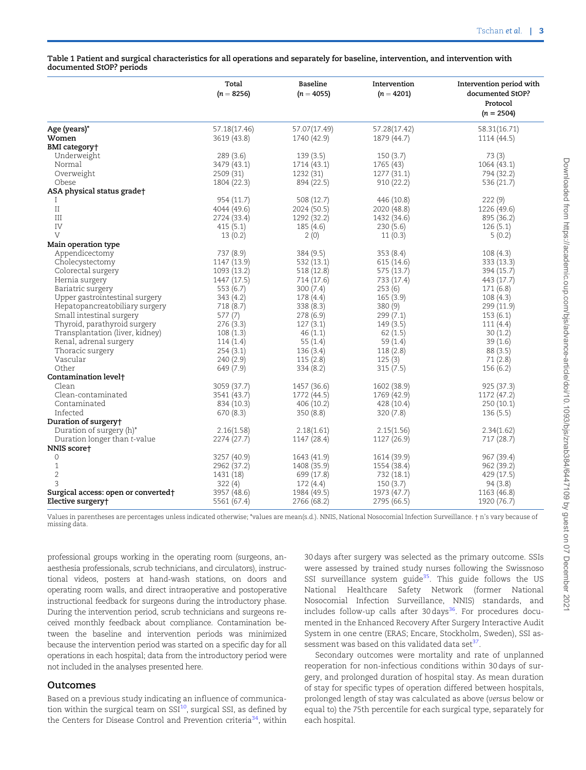**Table 1 Patient and surgical characteristics for all operations and separately for baseline, intervention, and intervention with documented StOP? periods**

| | Total ($n = 8256$) | Baseline ($n = 4055$) | Intervention ($n = 4201$) | Intervention period with documented StOP? Protocol ($n = 2504$) |
|---|---|---|---|---|
| **Age (years)*** | 57.18(17.46) | 57.07(17.49) | 57.28(17.42) | 58.31(16.71) |
| **Women** | 3619 (43.8) | 1740 (42.9) | 1879 (44.7) | 1114 (44.5) |
| **BMI category†** | | | | |
| Underweight | 289 (3.6) | 139 (3.5) | 150 (3.7) | 73 (3) |
| Normal | 3479 (43.1) | 1714 (43.1) | 1765 (43) | 1064 (43.1) |
| Overweight | 2509 (31) | 1232 (31) | 1277 (31.1) | 794 (32.2) |
| Obese | 1804 (22.3) | 894 (22.5) | 910 (22.2) | 536 (21.7) |
| **ASA physical status grade†** | | | | |
| I | 954 (11.7) | 508 (12.7) | 446 (10.8) | 222 (9) |
| II | 4044 (49.6) | 2024 (50.5) | 2020 (48.8) | 1226 (49.6) |
| III | 2724 (33.4) | 1292 (32.2) | 1432 (34.6) | 895 (36.2) |
| IV | 415 (5.1) | 185 (4.6) | 230 (5.6) | 126 (5.1) |
| V | 13 (0.2) | 2 (0) | 11 (0.3) | 5 (0.2) |
| **Main operation type** | | | | |
| Appendicectomy | 737 (8.9) | 384 (9.5) | 353 (8.4) | 108 (4.3) |
| Cholecystectomy | 1147 (13.9) | 532 (13.1) | 615 (14.6) | 333 (13.3) |
| Colorectal surgery | 1093 (13.2) | 518 (12.8) | 575 (13.7) | 394 (15.7) |
| Hernia surgery | 1447 (17.5) | 714 (17.6) | 733 (17.4) | 443 (17.7) |
| Bariatric surgery | 553 (6.7) | 300 (7.4) | 253 (6) | 171 (6.8) |
| Upper gastrointestinal surgery | 343 (4.2) | 178 (4.4) | 165 (3.9) | 108 (4.3) |
| Hepatopancreatobiliary surgery | 718 (8.7) | 338 (8.3) | 380 (9) | 299 (11.9) |
| Small intestinal surgery | 577 (7) | 278 (6.9) | 299 (7.1) | 153 (6.1) |
| Thyroid, parathyroid surgery | 276 (3.3) | 127 (3.1) | 149 (3.5) | 111 (4.4) |
| Transplantation (liver, kidney) | 108 (1.3) | 46 (1.1) | 62 (1.5) | 30 (1.2) |
| Renal, adrenal surgery | 114 (1.4) | 55 (1.4) | 59 (1.4) | 39 (1.6) |
| Thoracic surgery | 254 (3.1) | 136 (3.4) | 118 (2.8) | 88 (3.5) |
| Vascular | 240 (2.9) | 115 (2.8) | 125 (3) | 71 (2.8) |
| Other | 649 (7.9) | 334 (8.2) | 315 (7.5) | 156 (6.2) |
| **Contamination level†** | | | | |
| Clean | 3059 (37.7) | 1457 (36.6) | 1602 (38.9) | 925 (37.3) |
| Clean-contaminated | 3541 (43.7) | 1772 (44.5) | 1769 (42.9) | 1172 (47.2) |
| Contaminated | 834 (10.3) | 406 (10.2) | 428 (10.4) | 250 (10.1) |
| Infected | 670 (8.3) | 350 (8.8) | 320 (7.8) | 136 (5.5) |
| **Duration of surgery†** | | | | |
| Duration of surgery (h)* | 2.16(1.58) | 2.18(1.61) | 2.15(1.56) | 2.34(1.62) |
| Duration longer than *t*-value | 2274 (27.7) | 1147 (28.4) | 1127 (26.9) | 717 (28.7) |
| **NNIS score†** | | | | |
| 0 | 3257 (40.9) | 1643 (41.9) | 1614 (39.9) | 967 (39.4) |
| 1 | 2962 (37.2) | 1408 (35.9) | 1554 (38.4) | 962 (39.2) |
| 2 | 1431 (18) | 699 (17.8) | 732 (18.1) | 429 (17.5) |
| 3 | 322 (4) | 172 (4.4) | 150 (3.7) | 94 (3.8) |
| **Surgical access: open or converted†** | 3957 (48.6) | 1984 (49.5) | 1973 (47.7) | 1163 (46.8) |
| **Elective surgery†** | 5561 (67.4) | 2766 (68.2) | 2795 (66.5) | 1920 (76.7) |

Values in parentheses are percentages unless indicated otherwise; *values are mean(s.d.). NNIS, National Nosocomial Infection Surveillance. † n's vary because of missing data.

professional groups working in the operating room (surgeons, anaesthesia professionals, scrub technicians, and circulators), instructional videos, posters at hand-wash stations, on doors and operating room walls, and direct intraoperative and postoperative instructional feedback for surgeons during the introductory phase. During the intervention period, scrub technicians and surgeons received monthly feedback about compliance. Contamination between the baseline and intervention periods was minimized because the intervention period was started on a specific day for all operations in each hospital; data from the introductory period were not included in the analyses presented here.

## Outcomes

Based on a previous study indicating an influence of communication within the surgical team on SSI[10], surgical SSI, as defined by the Centers for Disease Control and Prevention criteria[34], within 30 days after surgery was selected as the primary outcome. SSIs were assessed by trained study nurses following the Swissnoso SSI surveillance system guide[35]. This guide follows the US National Healthcare Safety Network (former National Nosocomial Infection Surveillance, NNIS) standards, and includes follow-up calls after 30 days[36]. For procedures documented in the Enhanced Recovery After Surgery Interactive Audit System in one centre (ERAS; Encare, Stockholm, Sweden), SSI assessment was based on this validated data set[37].

Secondary outcomes were mortality and rate of unplanned reoperation for non-infectious conditions within 30 days of surgery, and prolonged duration of hospital stay. As mean duration of stay for specific types of operation differed between hospitals, prolonged length of stay was calculated as above (*versus* below or equal to) the 75th percentile for each surgical type, separately for each hospital.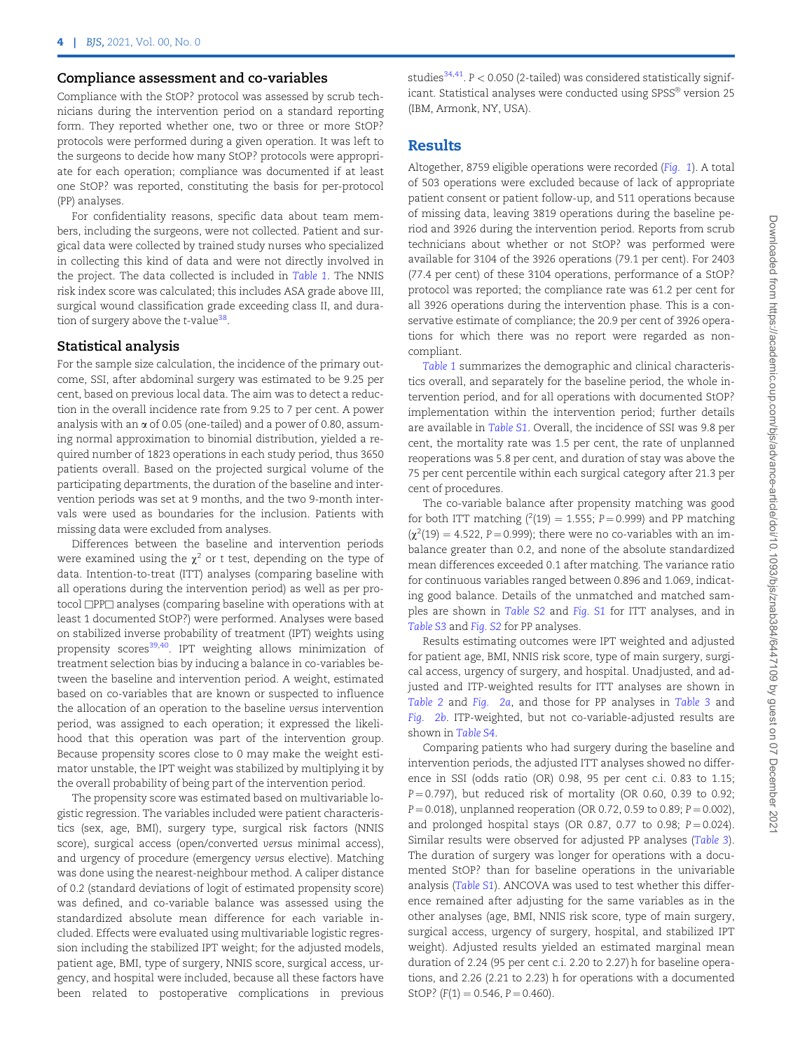## Compliance assessment and co-variables

Compliance with the StOP? protocol was assessed by scrub technicians during the intervention period on a standard reporting form. They reported whether one, two or three or more StOP? protocols were performed during a given operation. It was left to the surgeons to decide how many StOP? protocols were appropriate for each operation; compliance was documented if at least one StOP? was reported, constituting the basis for per-protocol (PP) analyses.

For confidentiality reasons, specific data about team members, including the surgeons, were not collected. Patient and surgical data were collected by trained study nurses who specialized in collecting this kind of data and were not directly involved in the project. The data collected is included in *Table 1*. The NNIS risk index score was calculated; this includes ASA grade above III, surgical wound classification grade exceeding class II, and duration of surgery above the t-value[38].

## Statistical analysis

For the sample size calculation, the incidence of the primary outcome, SSI, after abdominal surgery was estimated to be 9.25 per cent, based on previous local data. The aim was to detect a reduction in the overall incidence rate from 9.25 to 7 per cent. A power analysis with an $\alpha$ of 0.05 (one-tailed) and a power of 0.80, assuming normal approximation to binomial distribution, yielded a required number of 1823 operations in each study period, thus 3650 patients overall. Based on the projected surgical volume of the participating departments, the duration of the baseline and intervention periods was set at 9 months, and the two 9-month intervals were used as boundaries for the inclusion. Patients with missing data were excluded from analyses.

Differences between the baseline and intervention periods were examined using the $\chi^2$ or t test, depending on the type of data. Intention-to-treat (ITT) analyses (comparing baseline with all operations during the intervention period) as well as per protocol □PP□ analyses (comparing baseline with operations with at least 1 documented StOP?) were performed. Analyses were based on stabilized inverse probability of treatment (IPT) weights using propensity scores[39,40]. IPT weighting allows minimization of treatment selection bias by inducing a balance in co-variables between the baseline and intervention period. A weight, estimated based on co-variables that are known or suspected to influence the allocation of an operation to the baseline *versus* intervention period, was assigned to each operation; it expressed the likelihood that this operation was part of the intervention group. Because propensity scores close to 0 may make the weight estimator unstable, the IPT weight was stabilized by multiplying it by the overall probability of being part of the intervention period.

The propensity score was estimated based on multivariable logistic regression. The variables included were patient characteristics (sex, age, BMI), surgery type, surgical risk factors (NNIS score), surgical access (open/converted *versus* minimal access), and urgency of procedure (emergency *versus* elective). Matching was done using the nearest-neighbour method. A caliper distance of 0.2 (standard deviations of logit of estimated propensity score) was defined, and co-variable balance was assessed using the standardized absolute mean difference for each variable included. Effects were evaluated using multivariable logistic regression including the stabilized IPT weight; for the adjusted models, patient age, BMI, type of surgery, NNIS score, surgical access, urgency, and hospital were included, because all these factors have been related to postoperative complications in previous studies[34,41]. $P < 0.050$ (2-tailed) was considered statistically significant. Statistical analyses were conducted using SPSS® version 25 (IBM, Armonk, NY, USA).

# Results

Altogether, 8759 eligible operations were recorded (*Fig. 1*). A total of 503 operations were excluded because of lack of appropriate patient consent or patient follow-up, and 511 operations because of missing data, leaving 3819 operations during the baseline period and 3926 during the intervention period. Reports from scrub technicians about whether or not StOP? was performed were available for 3104 of the 3926 operations (79.1 per cent). For 2403 (77.4 per cent) of these 3104 operations, performance of a StOP? protocol was reported; the compliance rate was 61.2 per cent for all 3926 operations during the intervention phase. This is a conservative estimate of compliance; the 20.9 per cent of 3926 operations for which there was no report were regarded as non-compliant.

*Table 1* summarizes the demographic and clinical characteristics overall, and separately for the baseline period, the whole intervention period, and for all operations with documented StOP? implementation within the intervention period; further details are available in *Table S1*. Overall, the incidence of SSI was 9.8 per cent, the mortality rate was 1.5 per cent, the rate of unplanned reoperations was 5.8 per cent, and duration of stay was above the 75 per cent percentile within each surgical category after 21.3 per cent of procedures.

The co-variable balance after propensity matching was good for both ITT matching ($^2(19) = 1.555$; $P = 0.999$) and PP matching ($\chi^2(19) = 4.522$, $P = 0.999$); there were no co-variables with an imbalance greater than 0.2, and none of the absolute standardized mean differences exceeded 0.1 after matching. The variance ratio for continuous variables ranged between 0.896 and 1.069, indicating good balance. Details of the unmatched and matched samples are shown in *Table S2* and *Fig. S1* for ITT analyses, and in *Table S3* and *Fig. S2* for PP analyses.

Results estimating outcomes were IPT weighted and adjusted for patient age, BMI, NNIS risk score, type of main surgery, surgical access, urgency of surgery, and hospital. Unadjusted, and adjusted and ITP-weighted results for ITT analyses are shown in *Table 2* and *Fig. 2a*, and those for PP analyses in *Table 3* and *Fig. 2b*. ITP-weighted, but not co-variable-adjusted results are shown in *Table S4*.

Comparing patients who had surgery during the baseline and intervention periods, the adjusted ITT analyses showed no difference in SSI (odds ratio (OR) 0.98, 95 per cent c.i. 0.83 to 1.15; $P = 0.797$), but reduced risk of mortality (OR 0.60, 0.39 to 0.92; $P = 0.018$), unplanned reoperation (OR 0.72, 0.59 to 0.89; $P = 0.002$), and prolonged hospital stays (OR 0.87, 0.77 to 0.98; $P = 0.024$). Similar results were observed for adjusted PP analyses (*Table 3*). The duration of surgery was longer for operations with a documented StOP? than for baseline operations in the univariable analysis (*Table S1*). ANCOVA was used to test whether this difference remained after adjusting for the same variables as in the other analyses (age, BMI, NNIS risk score, type of main surgery, surgical access, urgency of surgery, hospital, and stabilized IPT weight). Adjusted results yielded an estimated marginal mean duration of 2.24 (95 per cent c.i. 2.20 to 2.27) h for baseline operations, and 2.26 (2.21 to 2.23) h for operations with a documented StOP? ($F(1) = 0.546$, $P = 0.460$).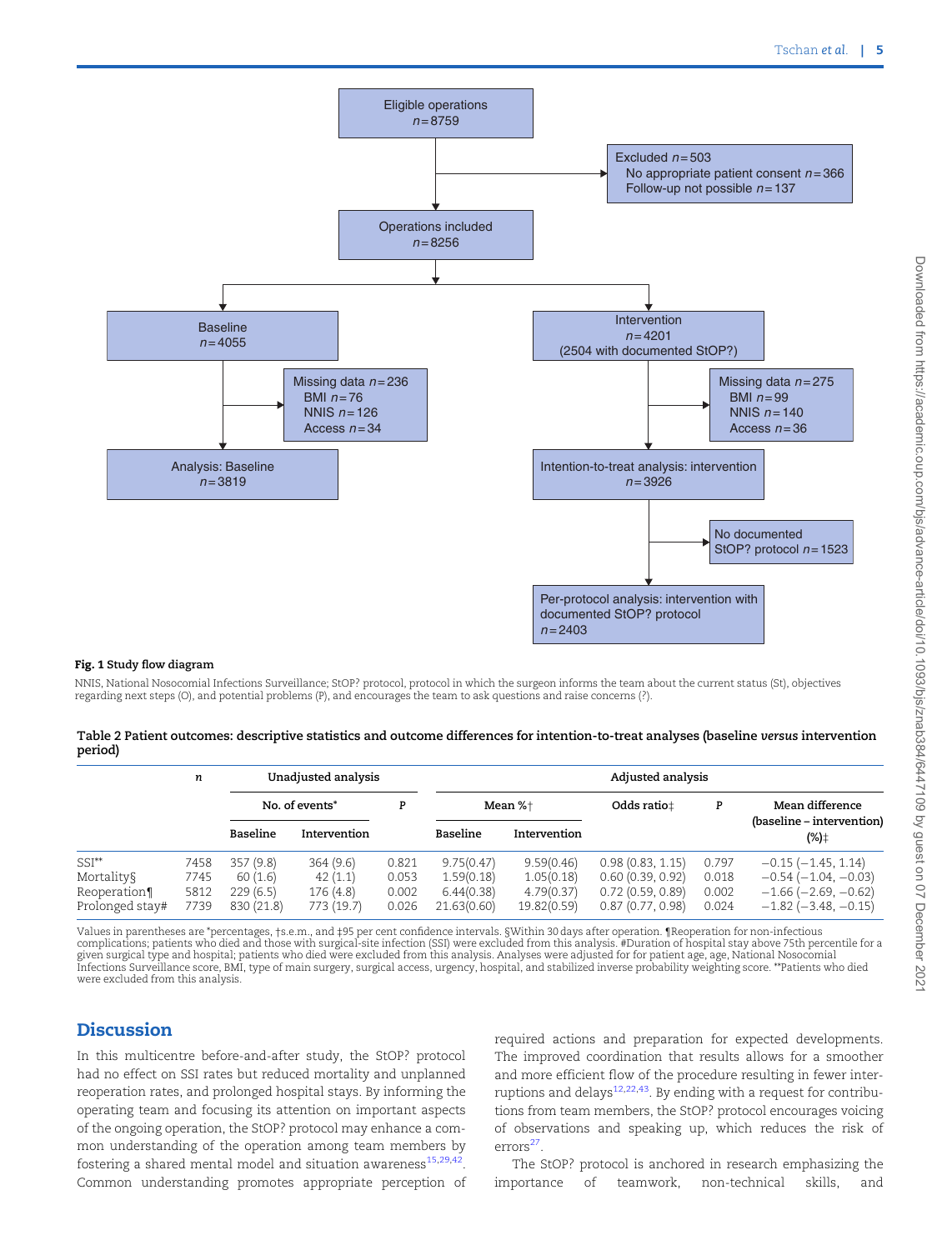Eligible operations
$n = 8759$

Excluded $n = 503$
No appropriate patient consent $n = 366$
Follow-up not possible $n = 137$

Operations included
$n = 8256$

Baseline
$n = 4055$

Missing data $n = 236$
BMI $n = 76$
NNIS $n = 126$
Access $n = 34$

Analysis: Baseline
$n = 3819$

Intervention
$n = 4201$
(2504 with documented StOP?)

Missing data $n = 275$
BMI $n = 99$
NNIS $n = 140$
Access $n = 36$

Intention-to-treat analysis: intervention
$n = 3926$

No documented StOP? protocol $n = 1523$

Per-protocol analysis: intervention with documented StOP? protocol
$n = 2403$

**Fig. 1 Study flow diagram**

NNIS, National Nosocomial Infections Surveillance; StOP? protocol, protocol in which the surgeon informs the team about the current status (St), objectives regarding next steps (O), and potential problems (P), and encourages the team to ask questions and raise concerns (?).

**Table 2 Patient outcomes: descriptive statistics and outcome differences for intention-to-treat analyses (baseline *versus* intervention period)**

| | *n* | Unadjusted analysis | | | Adjusted analysis | | | | |
|---|---|---|---|---|---|---|---|---|---|
| | | No. of events* | | P | Mean %† | | Odds ratio‡ | P | Mean difference (baseline – intervention) (%)‡ |
| | | Baseline | Intervention | | Baseline | Intervention | | | |
| SSI** | 7458 | 357 (9.8) | 364 (9.6) | 0.821 | 9.75(0.47) | 9.59(0.46) | 0.98 (0.83, 1.15) | 0.797 | −0.15 (−1.45, 1.14) |
| Mortality§ | 7745 | 60 (1.6) | 42 (1.1) | 0.053 | 1.59(0.18) | 1.05(0.18) | 0.60 (0.39, 0.92) | 0.018 | −0.54 (−1.04, −0.03) |
| Reoperation¶ | 5812 | 229 (6.5) | 176 (4.8) | 0.002 | 6.44(0.38) | 4.79(0.37) | 0.72 (0.59, 0.89) | 0.002 | −1.66 (−2.69, −0.62) |
| Prolonged stay# | 7739 | 830 (21.8) | 773 (19.7) | 0.026 | 21.63(0.60) | 19.82(0.59) | 0.87 (0.77, 0.98) | 0.024 | −1.82 (−3.48, −0.15) |

Values in parentheses are *percentages, †s.e.m., and ‡95 per cent confidence intervals. §Within 30 days after operation. ¶Reoperation for non-infectious complications; patients who died and those with surgical-site infection (SSI) were excluded from this analysis. #Duration of hospital stay above 75th percentile for a given surgical type and hospital; patients who died were excluded from this analysis. Analyses were adjusted for for patient age, age, National Nosocomial Infections Surveillance score, BMI, type of main surgery, surgical access, urgency, hospital, and stabilized inverse probability weighting score. **Patients who died were excluded from this analysis.

## Discussion

In this multicentre before-and-after study, the StOP? protocol had no effect on SSI rates but reduced mortality and unplanned reoperation rates, and prolonged hospital stays. By informing the operating team and focusing its attention on important aspects of the ongoing operation, the StOP? protocol may enhance a common understanding of the operation among team members by fostering a shared mental model and situation awareness[15,29,42]. Common understanding promotes appropriate perception of required actions and preparation for expected developments. The improved coordination that results allows for a smoother and more efficient flow of the procedure resulting in fewer interruptions and delays[12,22,43]. By ending with a request for contributions from team members, the StOP? protocol encourages voicing of observations and speaking up, which reduces the risk of errors[27].

The StOP? protocol is anchored in research emphasizing the importance of teamwork, non-technical skills, and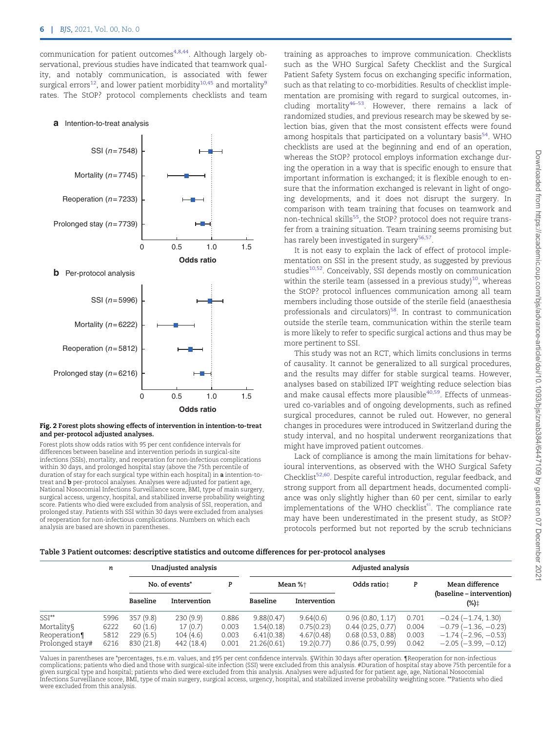communication for patient outcomes[4,8,44]. Although largely observational, previous studies have indicated that teamwork quality, and notably communication, is associated with fewer surgical errors[12], and lower patient morbidity[10,45] and mortality[9] rates. The StOP? protocol complements checklists and team training as approaches to improve communication. Checklists such as the WHO Surgical Safety Checklist and the Surgical Patient Safety System focus on exchanging specific information, such as that relating to co-morbidities. Results of checklist implementation are promising with regard to surgical outcomes, including mortality[46–53]. However, there remains a lack of randomized studies, and previous research may be skewed by selection bias, given that the most consistent effects were found among hospitals that participated on a voluntary basis[54]. WHO checklists are used at the beginning and end of an operation, whereas the StOP? protocol employs information exchange during the operation in a way that is specific enough to ensure that important information is exchanged; it is flexible enough to ensure that the information exchanged is relevant in light of ongoing developments, and it does not disrupt the surgery. In comparison with team training that focuses on teamwork and non-technical skills[55], the StOP? protocol does not require transfer from a training situation. Team training seems promising but has rarely been investigated in surgery[56,57].

**a** Intention-to-treat analysis

**b** Per-protocol analysis

**Fig. 2 Forest plots showing effects of intervention in intention-to-treat and per-protocol adjusted analyses.**

Forest plots show odds ratios with 95 per cent confidence intervals for differences between baseline and intervention periods in surgical-site infections (SSIs), mortality, and reoperation for non-infectious complications within 30 days, and prolonged hospital stay (above the 75th percentile of duration of stay for each surgical type within each hospital) in **a** intention-to-treat and **b** per-protocol analyses. Analyses were adjusted for patient age, National Nosocomial Infections Surveillance score, BMI, type of main surgery, surgical access, urgency, hospital, and stabilized inverse probability weighting score. Patients who died were excluded from analysis of SSI, reoperation, and prolonged stay. Patients with SSI within 30 days were excluded from analyses of reoperation for non-infectious complications. Numbers on which each analysis are based are shown in parentheses.

It is not easy to explain the lack of effect of protocol implementation on SSI in the present study, as suggested by previous studies[10,52]. Conceivably, SSI depends mostly on communication within the sterile team (assessed in a previous study)[10], whereas the StOP? protocol influences communication among all team members including those outside of the sterile field (anaesthesia professionals and circulators)[58]. In contrast to communication outside the sterile team, communication within the sterile team is more likely to refer to specific surgical actions and thus may be more pertinent to SSI.

This study was not an RCT, which limits conclusions in terms of causality. It cannot be generalized to all surgical procedures, and the results may differ for stable surgical teams. However, analyses based on stabilized IPT weighting reduce selection bias and make causal effects more plausible[40,59]. Effects of unmeasured co-variables and of ongoing developments, such as refined surgical procedures, cannot be ruled out. However, no general changes in procedures were introduced in Switzerland during the study interval, and no hospital underwent reorganizations that might have improved patient outcomes.

Lack of compliance is among the main limitations for behavioural interventions, as observed with the WHO Surgical Safety Checklist[52,60]. Despite careful introduction, regular feedback, and strong support from all department heads, documented compliance was only slightly higher than 60 per cent, similar to early implementations of the WHO checklist[61]. The compliance rate may have been underestimated in the present study, as StOP? protocols performed but not reported by the scrub technicians

**Table 3 Patient outcomes: descriptive statistics and outcome differences for per-protocol analyses**

| | n | Unadjusted analysis | | | Adjusted analysis | | | | |
|---|---|---|---|---|---|---|---|---|---|
| | | No. of events* | | P | Mean %† | | Odds ratio‡ | P | Mean difference (baseline − intervention) (%)‡ |
| | | Baseline | Intervention | | Baseline | Intervention | | | |
| SSI** | 5996 | 357 (9.8) | 230 (9.9) | 0.886 | 9.88(0.47) | 9.64(0.6) | 0.96 (0.80, 1.17) | 0.701 | −0.24 (−1.74, 1.30) |
| Mortality§ | 6222 | 60 (1.6) | 17 (0.7) | 0.003 | 1.54(0.18) | 0.75(0.23) | 0.44 (0.25, 0.77) | 0.004 | −0.79 (−1.36, −0.23) |
| Reoperation¶ | 5812 | 229 (6.5) | 104 (4.6) | 0.003 | 6.41(0.38) | 4.67(0.48) | 0.68 (0.53, 0.88) | 0.003 | −1.74 (−2.96, −0.53) |
| Prolonged stay# | 6216 | 830 (21.8) | 442 (18.4) | 0.001 | 21.26(0.61) | 19.2(0.77) | 0.86 (0.75, 0.99) | 0.042 | −2.05 (−3.99, −0.12) |

Values in parentheses are *percentages, †s.e.m. values, and ‡95 per cent confidence intervals. §Within 30 days after operation. ¶Reoperation for non-infectious complications; patients who died and those with surgical-site infection (SSI) were excluded from this analysis. #Duration of hospital stay above 75th percentile for a given surgical type and hospital; patients who died were excluded from this analysis. Analyses were adjusted for for patient age, National Nosocomial Infections Surveillance score, BMI, type of main surgery, surgical access, urgency, hospital, and stabilized inverse probability weighting score. **Patients who died were excluded from this analysis.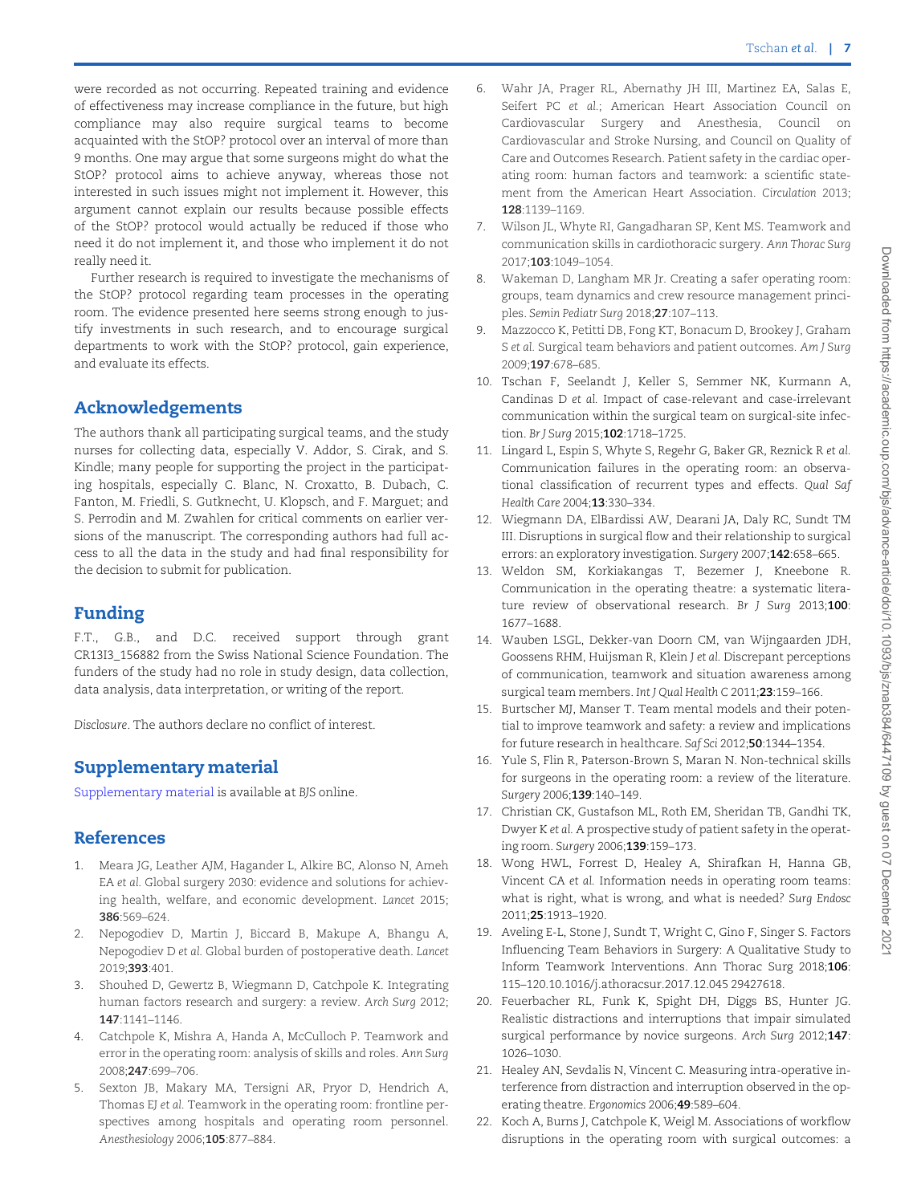were recorded as not occurring. Repeated training and evidence of effectiveness may increase compliance in the future, but high compliance may also require surgical teams to become acquainted with the StOP? protocol over an interval of more than 9 months. One may argue that some surgeons might do what the StOP? protocol aims to achieve anyway, whereas those not interested in such issues might not implement it. However, this argument cannot explain our results because possible effects of the StOP? protocol would actually be reduced if those who need it do not implement it, and those who implement it do not really need it.

Further research is required to investigate the mechanisms of the StOP? protocol regarding team processes in the operating room. The evidence presented here seems strong enough to justify investments in such research, and to encourage surgical departments to work with the StOP? protocol, gain experience, and evaluate its effects.

## Acknowledgements

The authors thank all participating surgical teams, and the study nurses for collecting data, especially V. Addor, S. Cirak, and S. Kindle; many people for supporting the project in the participating hospitals, especially C. Blanc, N. Croxatto, B. Dubach, C. Fanton, M. Friedli, S. Gutknecht, U. Klopsch, and F. Marguet; and S. Perrodin and M. Zwahlen for critical comments on earlier versions of the manuscript. The corresponding authors had full access to all the data in the study and had final responsibility for the decision to submit for publication.

## Funding

F.T., G.B., and D.C. received support through grant CR13I3_156882 from the Swiss National Science Foundation. The funders of the study had no role in study design, data collection, data analysis, data interpretation, or writing of the report.

*Disclosure*. The authors declare no conflict of interest.

## Supplementary material

Supplementary material is available at *BJS* online.

## References

1. Meara JG, Leather AJM, Hagander L, Alkire BC, Alonso N, Ameh EA *et al.* Global surgery 2030: evidence and solutions for achieving health, welfare, and economic development. *Lancet* 2015; **386**:569–624.
2. Nepogodiev D, Martin J, Biccard B, Makupe A, Bhangu A, Nepogodiev D *et al.* Global burden of postoperative death. *Lancet* 2019;**393**:401.
3. Shouhed D, Gewertz B, Wiegmann D, Catchpole K. Integrating human factors research and surgery: a review. *Arch Surg* 2012; **147**:1141–1146.
4. Catchpole K, Mishra A, Handa A, McCulloch P. Teamwork and error in the operating room: analysis of skills and roles. *Ann Surg* 2008;**247**:699–706.
5. Sexton JB, Makary MA, Tersigni AR, Pryor D, Hendrich A, Thomas EJ *et al.* Teamwork in the operating room: frontline perspectives among hospitals and operating room personnel. *Anesthesiology* 2006;**105**:877–884.
6. Wahr JA, Prager RL, Abernathy JH III, Martinez EA, Salas E, Seifert PC *et al.*; American Heart Association Council on Cardiovascular Surgery and Anesthesia, Council on Cardiovascular and Stroke Nursing, and Council on Quality of Care and Outcomes Research. Patient safety in the cardiac operating room: human factors and teamwork: a scientific statement from the American Heart Association. *Circulation* 2013; **128**:1139–1169.
7. Wilson JL, Whyte RI, Gangadharan SP, Kent MS. Teamwork and communication skills in cardiothoracic surgery. *Ann Thorac Surg* 2017;**103**:1049–1054.
8. Wakeman D, Langham MR Jr. Creating a safer operating room: groups, team dynamics and crew resource management principles. *Semin Pediatr Surg* 2018;**27**:107–113.
9. Mazzocco K, Petitti DB, Fong KT, Bonacum D, Brookey J, Graham S *et al.* Surgical team behaviors and patient outcomes. *Am J Surg* 2009;**197**:678–685.
10. Tschan F, Seelandt J, Keller S, Semmer NK, Kurmann A, Candinas D *et al.* Impact of case-relevant and case-irrelevant communication within the surgical team on surgical-site infection. *Br J Surg* 2015;**102**:1718–1725.
11. Lingard L, Espin S, Whyte S, Regehr G, Baker GR, Reznick R *et al.* Communication failures in the operating room: an observational classification of recurrent types and effects. *Qual Saf Health Care* 2004;**13**:330–334.
12. Wiegmann DA, ElBardissi AW, Dearani JA, Daly RC, Sundt TM III. Disruptions in surgical flow and their relationship to surgical errors: an exploratory investigation. *Surgery* 2007;**142**:658–665.
13. Weldon SM, Korkiakangas T, Bezemer J, Kneebone R. Communication in the operating theatre: a systematic literature review of observational research. *Br J Surg* 2013;**100**: 1677–1688.
14. Wauben LSGL, Dekker-van Doorn CM, van Wijngaarden JDH, Goossens RHM, Huijsman R, Klein J *et al.* Discrepant perceptions of communication, teamwork and situation awareness among surgical team members. *Int J Qual Health C* 2011;**23**:159–166.
15. Burtscher MJ, Manser T. Team mental models and their potential to improve teamwork and safety: a review and implications for future research in healthcare. *Saf Sci* 2012;**50**:1344–1354.
16. Yule S, Flin R, Paterson-Brown S, Maran N. Non-technical skills for surgeons in the operating room: a review of the literature. *Surgery* 2006;**139**:140–149.
17. Christian CK, Gustafson ML, Roth EM, Sheridan TB, Gandhi TK, Dwyer K *et al.* A prospective study of patient safety in the operating room. *Surgery* 2006;**139**:159–173.
18. Wong HWL, Forrest D, Healey A, Shirafkan H, Hanna GB, Vincent CA *et al.* Information needs in operating room teams: what is right, what is wrong, and what is needed? *Surg Endosc* 2011;**25**:1913–1920.
19. Aveling E-L, Stone J, Sundt T, Wright C, Gino F, Singer S. Factors Influencing Team Behaviors in Surgery: A Qualitative Study to Inform Teamwork Interventions. Ann Thorac Surg 2018;**106**: 115–120.10.1016/j.athoracsur.2017.12.045 29427618.
20. Feuerbacher RL, Funk K, Spight DH, Diggs BS, Hunter JG. Realistic distractions and interruptions that impair simulated surgical performance by novice surgeons. *Arch Surg* 2012;**147**: 1026–1030.
21. Healey AN, Sevdalis N, Vincent C. Measuring intra-operative interference from distraction and interruption observed in the operating theatre. *Ergonomics* 2006;**49**:589–604.
22. Koch A, Burns J, Catchpole K, Weigl M. Associations of workflow disruptions in the operating room with surgical outcomes: a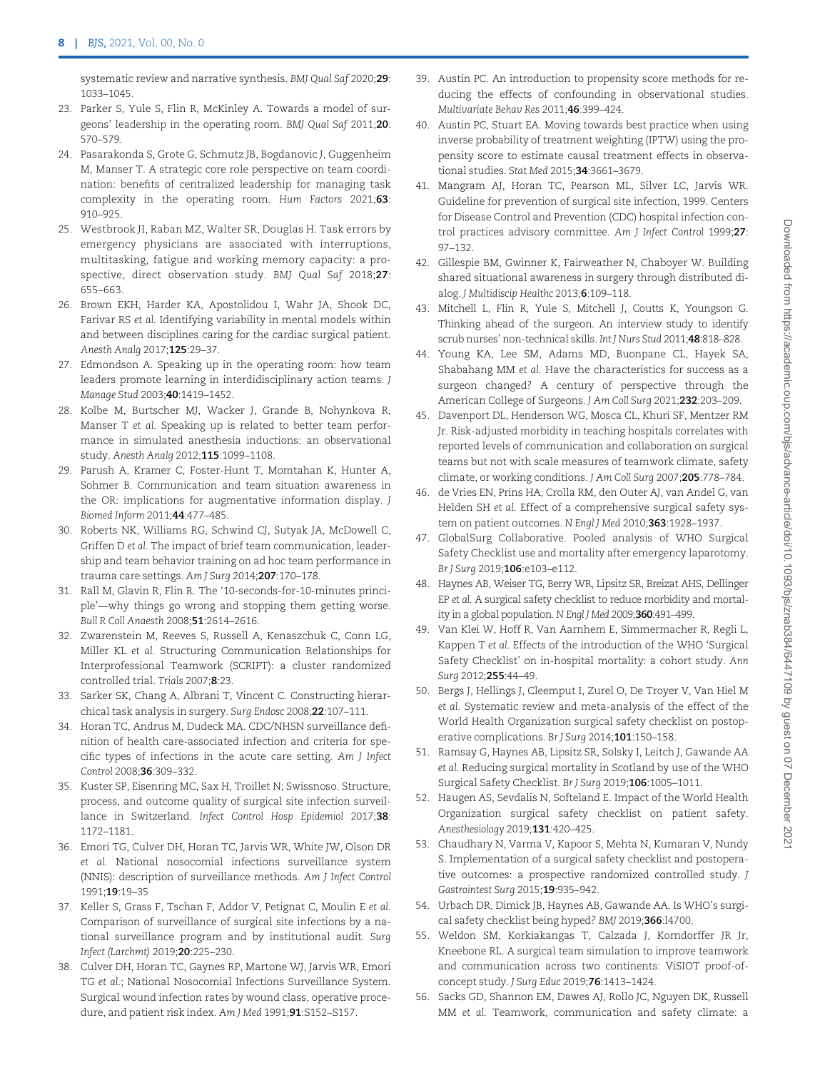systematic review and narrative synthesis. *BMJ Qual Saf* 2020;**29**: 1033–1045.

23. Parker S, Yule S, Flin R, McKinley A. Towards a model of surgeons' leadership in the operating room. *BMJ Qual Saf* 2011;**20**: 570–579.
24. Pasarakonda S, Grote G, Schmutz JB, Bogdanovic J, Guggenheim M, Manser T. A strategic core role perspective on team coordination: benefits of centralized leadership for managing task complexity in the operating room. *Hum Factors* 2021;**63**: 910–925.
25. Westbrook JI, Raban MZ, Walter SR, Douglas H. Task errors by emergency physicians are associated with interruptions, multitasking, fatigue and working memory capacity: a prospective, direct observation study. *BMJ Qual Saf* 2018;**27**: 655–663.
26. Brown EKH, Harder KA, Apostolidou I, Wahr JA, Shook DC, Farivar RS *et al.* Identifying variability in mental models within and between disciplines caring for the cardiac surgical patient. *Anesth Analg* 2017;**125**:29–37.
27. Edmondson A. Speaking up in the operating room: how team leaders promote learning in interdisciplinary action teams. *J Manage Stud* 2003;**40**:1419–1452.
28. Kolbe M, Burtscher MJ, Wacker J, Grande B, Nohynkova R, Manser T *et al.* Speaking up is related to better team performance in simulated anesthesia inductions: an observational study. *Anesth Analg* 2012;**115**:1099–1108.
29. Parush A, Kramer C, Foster-Hunt T, Momtahan K, Hunter A, Sohmer B. Communication and team situation awareness in the OR: implications for augmentative information display. *J Biomed Inform* 2011;**44**:477–485.
30. Roberts NK, Williams RG, Schwind CJ, Sutyak JA, McDowell C, Griffen D *et al.* The impact of brief team communication, leadership and team behavior training on ad hoc team performance in trauma care settings. *Am J Surg* 2014;**207**:170–178.
31. Rall M, Glavin R, Flin R. The '10-seconds-for-10-minutes principle'—why things go wrong and stopping them getting worse. *Bull R Coll Anaesth* 2008;**51**:2614–2616.
32. Zwarenstein M, Reeves S, Russell A, Kenaszchuk C, Conn LG, Miller KL *et al.* Structuring Communication Relationships for Interprofessional Teamwork (SCRIPT): a cluster randomized controlled trial. *Trials* 2007;**8**:23.
33. Sarker SK, Chang A, Albrani T, Vincent C. Constructing hierarchical task analysis in surgery. *Surg Endosc* 2008;**22**:107–111.
34. Horan TC, Andrus M, Dudeck MA. CDC/NHSN surveillance definition of health care-associated infection and criteria for specific types of infections in the acute care setting. *Am J Infect Control* 2008;**36**:309–332.
35. Kuster SP, Eisenring MC, Sax H, Troillet N; Swissnoso. Structure, process, and outcome quality of surgical site infection surveillance in Switzerland. *Infect Control Hosp Epidemiol* 2017;**38**: 1172–1181.
36. Emori TG, Culver DH, Horan TC, Jarvis WR, White JW, Olson DR *et al.* National nosocomial infections surveillance system (NNIS): description of surveillance methods. *Am J Infect Control* 1991;**19**:19–35
37. Keller S, Grass F, Tschan F, Addor V, Petignat C, Moulin E *et al.* Comparison of surveillance of surgical site infections by a national surveillance program and by institutional audit. *Surg Infect (Larchmt)* 2019;**20**:225–230.
38. Culver DH, Horan TC, Gaynes RP, Martone WJ, Jarvis WR, Emori TG *et al.*; National Nosocomial Infections Surveillance System. Surgical wound infection rates by wound class, operative procedure, and patient risk index. *Am J Med* 1991;**91**:S152–S157.
39. Austin PC. An introduction to propensity score methods for reducing the effects of confounding in observational studies. *Multivariate Behav Res* 2011;**46**:399–424.
40. Austin PC, Stuart EA. Moving towards best practice when using inverse probability of treatment weighting (IPTW) using the propensity score to estimate causal treatment effects in observational studies. *Stat Med* 2015;**34**:3661–3679.
41. Mangram AJ, Horan TC, Pearson ML, Silver LC, Jarvis WR. Guideline for prevention of surgical site infection, 1999. Centers for Disease Control and Prevention (CDC) hospital infection control practices advisory committee. *Am J Infect Control* 1999;**27**: 97–132.
42. Gillespie BM, Gwinner K, Fairweather N, Chaboyer W. Building shared situational awareness in surgery through distributed dialog. *J Multidiscip Healthc* 2013;**6**:109–118.
43. Mitchell L, Flin R, Yule S, Mitchell J, Coutts K, Youngson G. Thinking ahead of the surgeon. An interview study to identify scrub nurses' non-technical skills. *Int J Nurs Stud* 2011;**48**:818–828.
44. Young KA, Lee SM, Adams MD, Buonpane CL, Hayek SA, Shabahang MM *et al.* Have the characteristics for success as a surgeon changed? A century of perspective through the American College of Surgeons. *J Am Coll Surg* 2021;**232**:203–209.
45. Davenport DL, Henderson WG, Mosca CL, Khuri SF, Mentzer RM Jr. Risk-adjusted morbidity in teaching hospitals correlates with reported levels of communication and collaboration on surgical teams but not with scale measures of teamwork climate, safety climate, or working conditions. *J Am Coll Surg* 2007;**205**:778–784.
46. de Vries EN, Prins HA, Crolla RM, den Outer AJ, van Andel G, van Helden SH *et al.* Effect of a comprehensive surgical safety system on patient outcomes. *N Engl J Med* 2010;**363**:1928–1937.
47. GlobalSurg Collaborative. Pooled analysis of WHO Surgical Safety Checklist use and mortality after emergency laparotomy. *Br J Surg* 2019;**106**:e103–e112.
48. Haynes AB, Weiser TG, Berry WR, Lipsitz SR, Breizat AHS, Dellinger EP *et al.* A surgical safety checklist to reduce morbidity and mortality in a global population. *N Engl J Med* 2009;**360**:491–499.
49. Van Klei W, Hoff R, Van Aarnhem E, Simmermacher R, Regli L, Kappen T *et al.* Effects of the introduction of the WHO 'Surgical Safety Checklist' on in-hospital mortality: a cohort study. *Ann Surg* 2012;**255**:44–49.
50. Bergs J, Hellings J, Cleemput I, Zurel O, De Troyer V, Van Hiel M *et al.* Systematic review and meta-analysis of the effect of the World Health Organization surgical safety checklist on postoperative complications. *Br J Surg* 2014;**101**:150–158.
51. Ramsay G, Haynes AB, Lipsitz SR, Solsky I, Leitch J, Gawande AA *et al.* Reducing surgical mortality in Scotland by use of the WHO Surgical Safety Checklist. *Br J Surg* 2019;**106**:1005–1011.
52. Haugen AS, Sevdalis N, Softeland E. Impact of the World Health Organization surgical safety checklist on patient safety. *Anesthesiology* 2019;**131**:420–425.
53. Chaudhary N, Varma V, Kapoor S, Mehta N, Kumaran V, Nundy S. Implementation of a surgical safety checklist and postoperative outcomes: a prospective randomized controlled study. *J Gastrointest Surg* 2015;**19**:935–942.
54. Urbach DR, Dimick JB, Haynes AB, Gawande AA. Is WHO's surgical safety checklist being hyped? *BMJ* 2019;**366**:l4700.
55. Weldon SM, Korkiakangas T, Calzada J, Korndorffer JR Jr, Kneebone RL. A surgical team simulation to improve teamwork and communication across two continents: ViSIOT proof-of-concept study. *J Surg Educ* 2019;**76**:1413–1424.
56. Sacks GD, Shannon EM, Dawes AJ, Rollo JC, Nguyen DK, Russell MM *et al.* Teamwork, communication and safety climate: a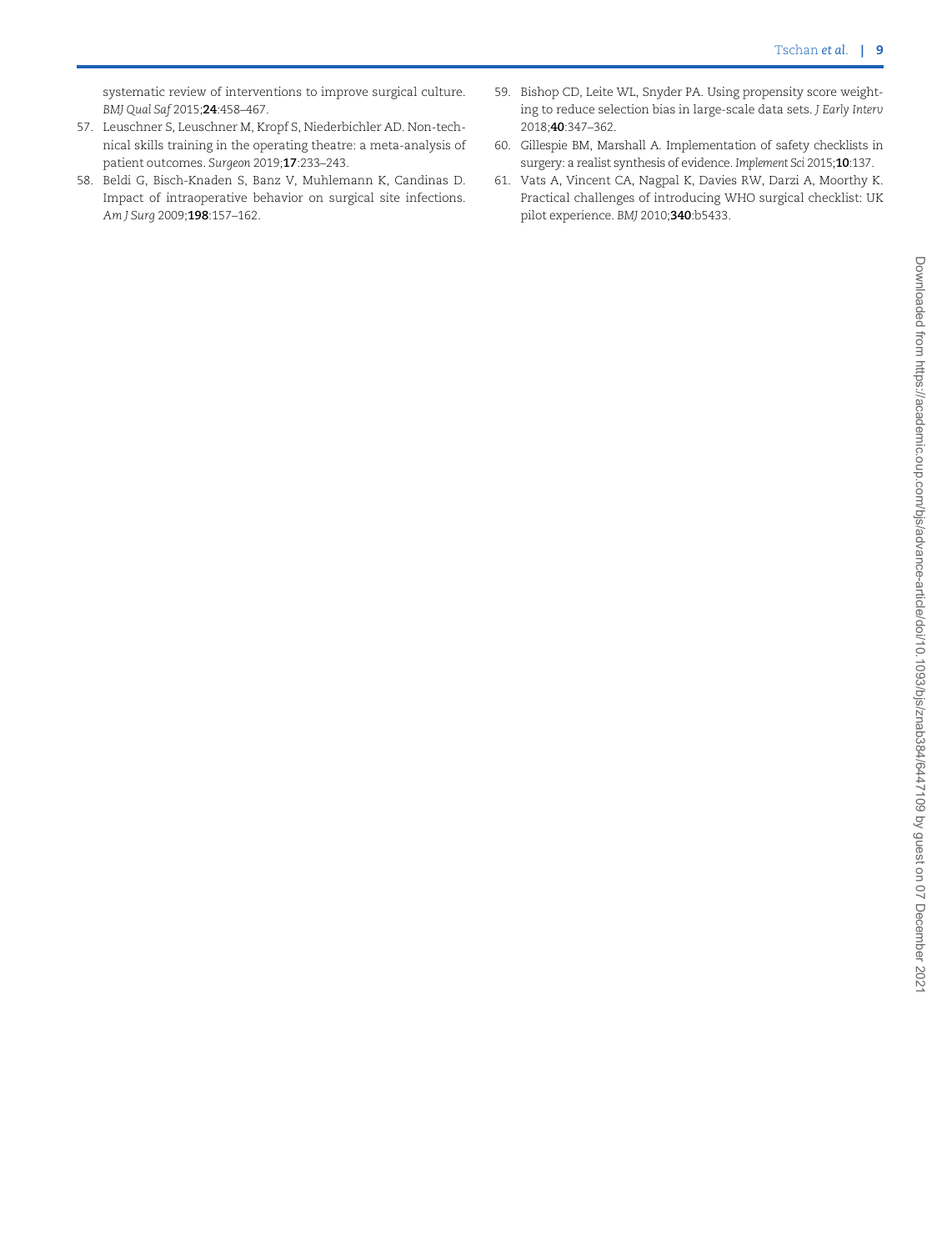systematic review of interventions to improve surgical culture. *BMJ Qual Saf* 2015;**24**:458–467.

57. Leuschner S, Leuschner M, Kropf S, Niederbichler AD. Non-technical skills training in the operating theatre: a meta-analysis of patient outcomes. *Surgeon* 2019;**17**:233–243.
58. Beldi G, Bisch-Knaden S, Banz V, Muhlemann K, Candinas D. Impact of intraoperative behavior on surgical site infections. *Am J Surg* 2009;**198**:157–162.
59. Bishop CD, Leite WL, Snyder PA. Using propensity score weighting to reduce selection bias in large-scale data sets. *J Early Interv* 2018;**40**:347–362.
60. Gillespie BM, Marshall A. Implementation of safety checklists in surgery: a realist synthesis of evidence. *Implement Sci* 2015;**10**:137.
61. Vats A, Vincent CA, Nagpal K, Davies RW, Darzi A, Moorthy K. Practical challenges of introducing WHO surgical checklist: UK pilot experience. *BMJ* 2010;**340**:b5433.